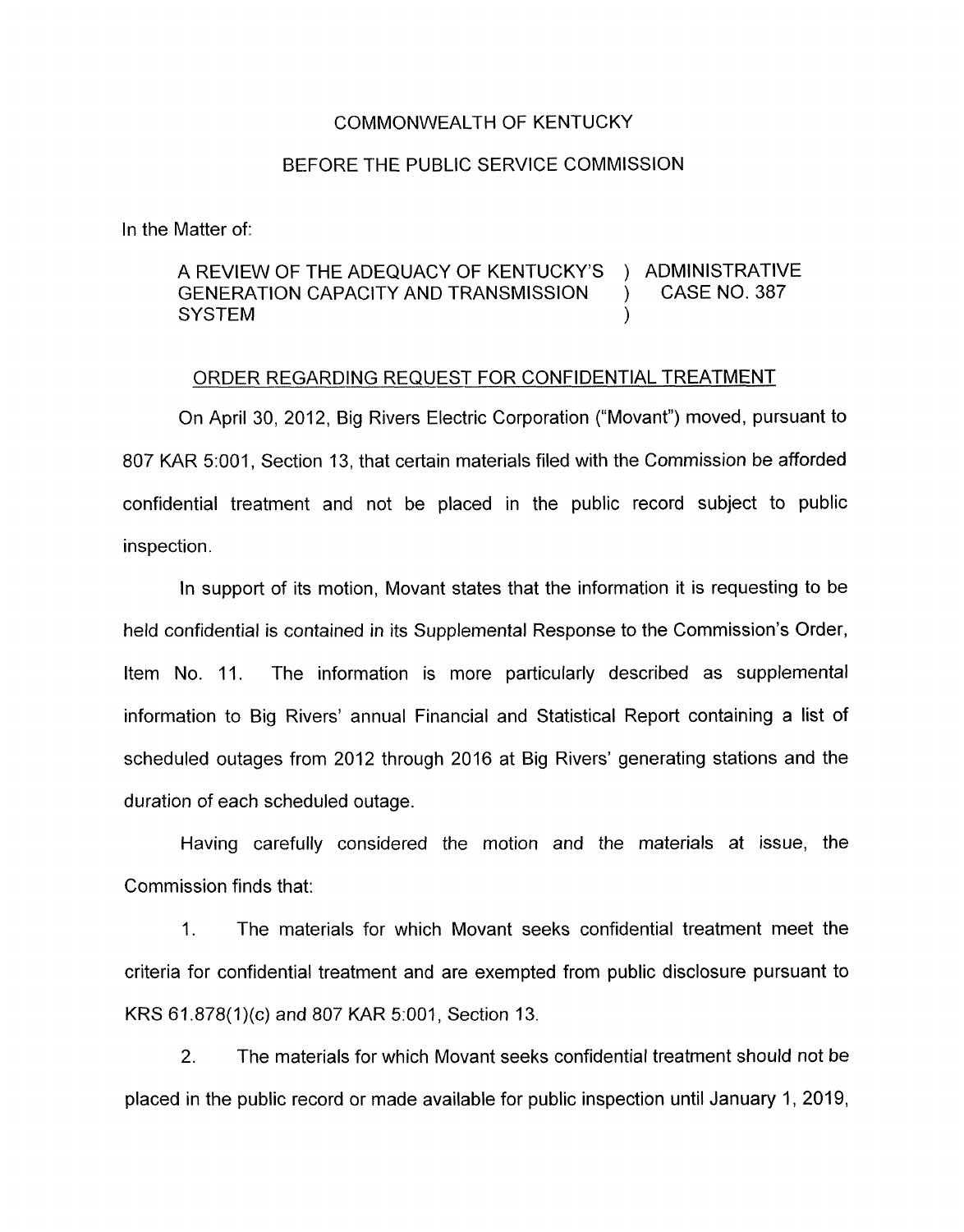COMMONWEALTH OF KENTUCKY

BEFORE THE PUBLIC SERVICE COMMISSION

In the Matter of:

| | | |
|---|---|---|
| A REVIEW OF THE ADEQUACY OF KENTUCKY'S GENERATION CAPACITY AND TRANSMISSION SYSTEM | ) ) ) | ADMINISTRATIVE CASE NO. 387 |

ORDER REGARDING REQUEST FOR CONFIDENTIAL TREATMENT

On April 30, 2012, Big Rivers Electric Corporation ("Movant") moved, pursuant to 807 KAR 5:001, Section 13, that certain materials filed with the Commission be afforded confidential treatment and not be placed in the public record subject to public inspection.

In support of its motion, Movant states that the information it is requesting to be held confidential is contained in its Supplemental Response to the Commission's Order, Item No. 11. The information is more particularly described as supplemental information to Big Rivers' annual Financial and Statistical Report containing a list of scheduled outages from 2012 through 2016 at Big Rivers' generating stations and the duration of each scheduled outage.

Having carefully considered the motion and the materials at issue, the Commission finds that:

1. The materials for which Movant seeks confidential treatment meet the criteria for confidential treatment and are exempted from public disclosure pursuant to KRS 61.878(1)(c) and 807 KAR 5:001, Section 13.

2. The materials for which Movant seeks confidential treatment should not be placed in the public record or made available for public inspection until January 1, 2019,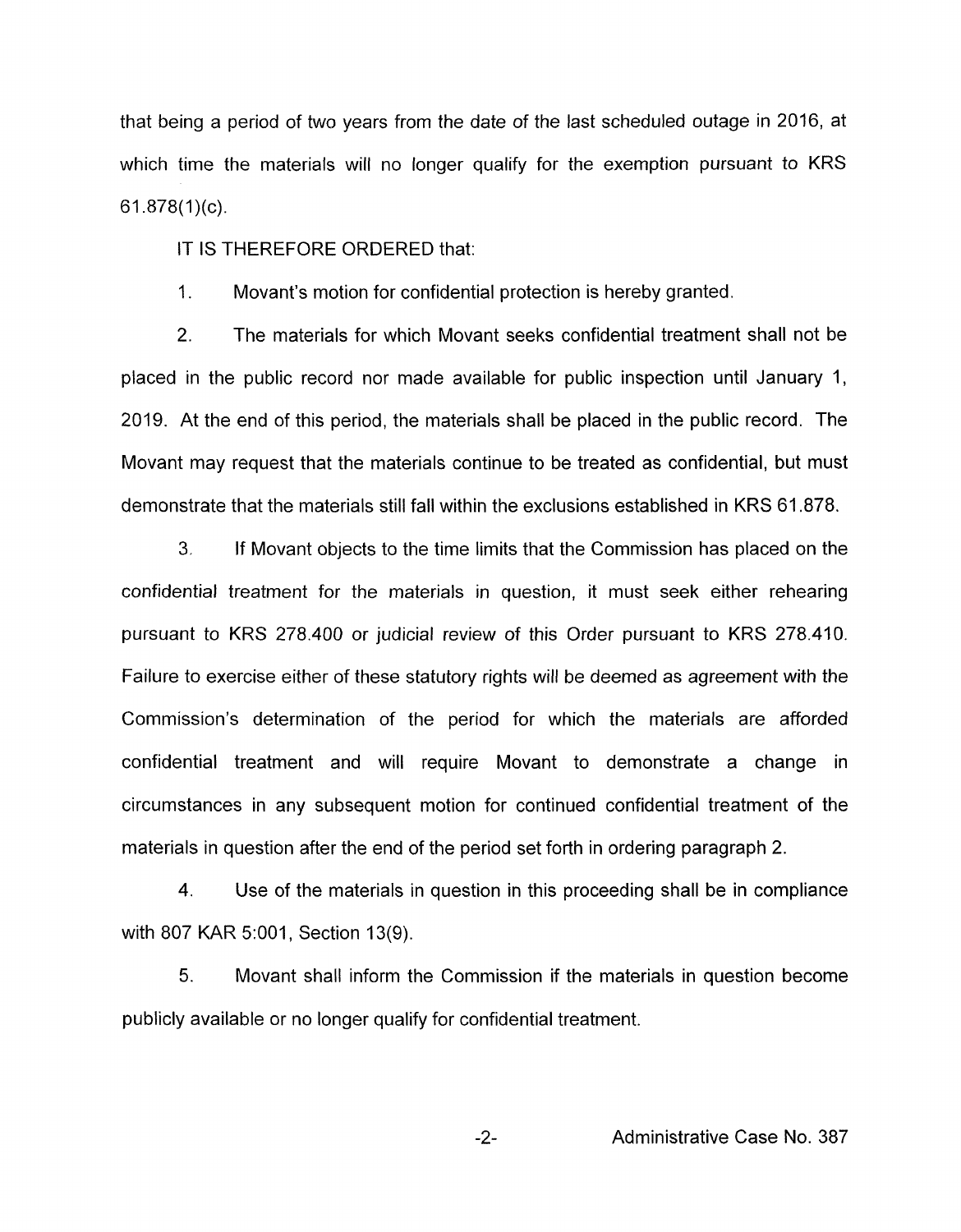that being a period of two years from the date of the last scheduled outage in 2016, at which time the materials will no longer qualify for the exemption pursuant to KRS 61.878(1)(c).

IT IS THEREFORE ORDERED that:

1. Movant's motion for confidential protection is hereby granted.

2. The materials for which Movant seeks confidential treatment shall not be placed in the public record nor made available for public inspection until January 1, 2019. At the end of this period, the materials shall be placed in the public record. The Movant may request that the materials continue to be treated as confidential, but must demonstrate that the materials still fall within the exclusions established in KRS 61.878.

3. If Movant objects to the time limits that the Commission has placed on the confidential treatment for the materials in question, it must seek either rehearing pursuant to KRS 278.400 or judicial review of this Order pursuant to KRS 278.410. Failure to exercise either of these statutory rights will be deemed as agreement with the Commission's determination of the period for which the materials are afforded confidential treatment and will require Movant to demonstrate a change in circumstances in any subsequent motion for continued confidential treatment of the materials in question after the end of the period set forth in ordering paragraph 2.

4. Use of the materials in question in this proceeding shall be in compliance with 807 KAR 5:001, Section 13(9).

5. Movant shall inform the Commission if the materials in question become publicly available or no longer qualify for confidential treatment.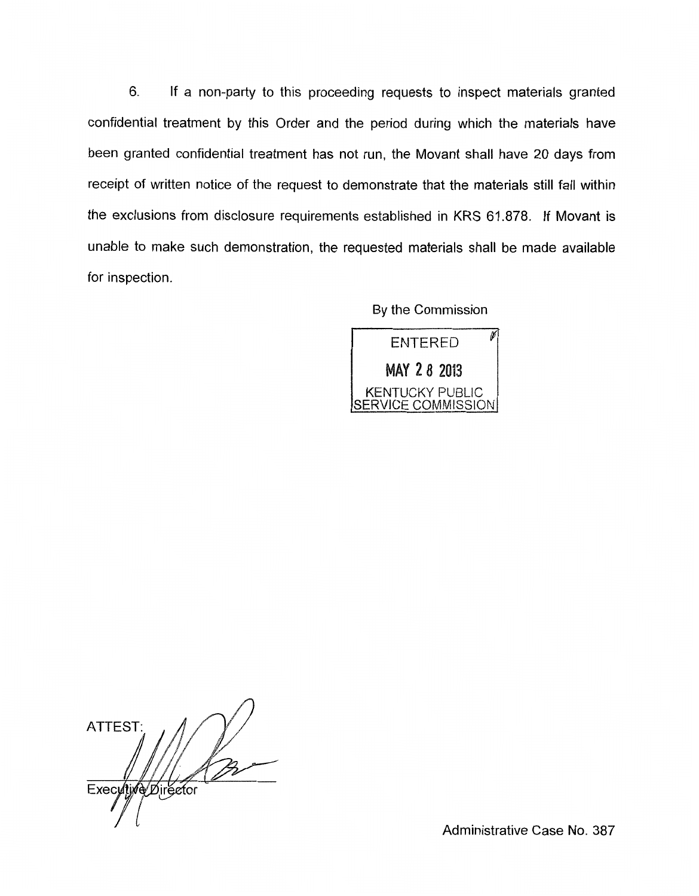6. If a non-party to this proceeding requests to inspect materials granted confidential treatment by this Order and the period during which the materials have been granted confidential treatment has not run, the Movant shall have 20 days from receipt of written notice of the request to demonstrate that the materials still fall within the exclusions from disclosure requirements established in KRS 61.878. If Movant is unable to make such demonstration, the requested materials shall be made available for inspection.

By the Commission

ENTERED
MAY 28 2013
KENTUCKY PUBLIC SERVICE COMMISSION

ATTEST:

Executive Director

Administrative Case No. 387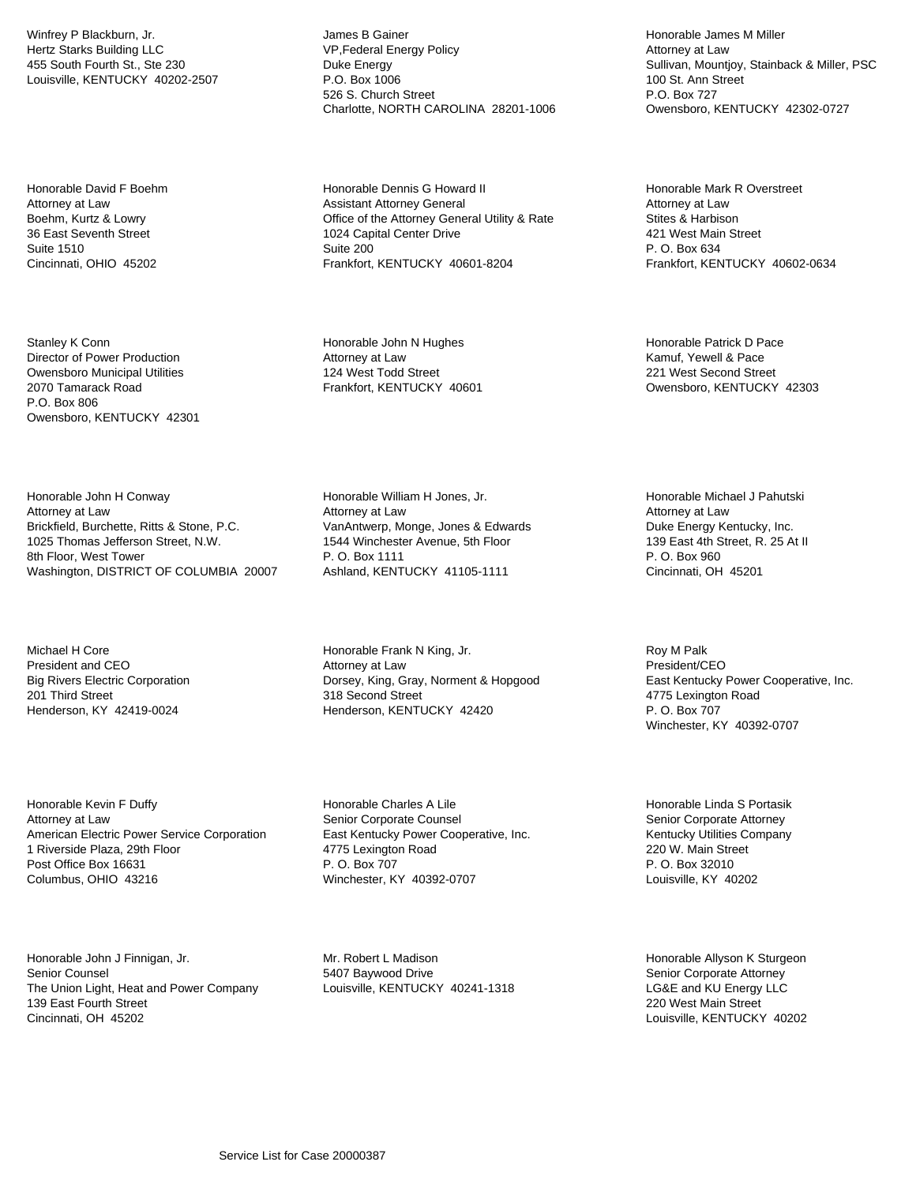Winfrey P Blackburn, Jr.
Hertz Starks Building LLC
455 South Fourth St., Ste 230
Louisville, KENTUCKY 40202-2507

James B Gainer
VP,Federal Energy Policy
Duke Energy
P.O. Box 1006
526 S. Church Street
Charlotte, NORTH CAROLINA 28201-1006

Honorable James M Miller
Attorney at Law
Sullivan, Mountjoy, Stainback & Miller, PSC
100 St. Ann Street
P.O. Box 727
Owensboro, KENTUCKY 42302-0727

Honorable David F Boehm
Attorney at Law
Boehm, Kurtz & Lowry
36 East Seventh Street
Suite 1510
Cincinnati, OHIO 45202

Honorable Dennis G Howard II
Assistant Attorney General
Office of the Attorney General Utility & Rate
1024 Capital Center Drive
Suite 200
Frankfort, KENTUCKY 40601-8204

Honorable Mark R Overstreet
Attorney at Law
Stites & Harbison
421 West Main Street
P. O. Box 634
Frankfort, KENTUCKY 40602-0634

Stanley K Conn
Director of Power Production
Owensboro Municipal Utilities
2070 Tamarack Road
P.O. Box 806
Owensboro, KENTUCKY 42301

Honorable John N Hughes
Attorney at Law
124 West Todd Street
Frankfort, KENTUCKY 40601

Honorable Patrick D Pace
Kamuf, Yewell & Pace
221 West Second Street
Owensboro, KENTUCKY 42303

Honorable John H Conway
Attorney at Law
Brickfield, Burchette, Ritts & Stone, P.C.
1025 Thomas Jefferson Street, N.W.
8th Floor, West Tower
Washington, DISTRICT OF COLUMBIA 20007

Honorable William H Jones, Jr.
Attorney at Law
VanAntwerp, Monge, Jones & Edwards
1544 Winchester Avenue, 5th Floor
P. O. Box 1111
Ashland, KENTUCKY 41105-1111

Honorable Michael J Pahutski
Attorney at Law
Duke Energy Kentucky, Inc.
139 East 4th Street, R. 25 At II
P. O. Box 960
Cincinnati, OH 45201

Michael H Core
President and CEO
Big Rivers Electric Corporation
201 Third Street
Henderson, KY 42419-0024

Honorable Frank N King, Jr.
Attorney at Law
Dorsey, King, Gray, Norment & Hopgood
318 Second Street
Henderson, KENTUCKY 42420

Roy M Palk
President/CEO
East Kentucky Power Cooperative, Inc.
4775 Lexington Road
P. O. Box 707
Winchester, KY 40392-0707

Honorable Kevin F Duffy
Attorney at Law
American Electric Power Service Corporation
1 Riverside Plaza, 29th Floor
Post Office Box 16631
Columbus, OHIO 43216

Honorable Charles A Lile
Senior Corporate Counsel
East Kentucky Power Cooperative, Inc.
4775 Lexington Road
P. O. Box 707
Winchester, KY 40392-0707

Honorable Linda S Portasik
Senior Corporate Attorney
Kentucky Utilities Company
220 W. Main Street
P. O. Box 32010
Louisville, KY 40202

Honorable John J Finnigan, Jr.
Senior Counsel
The Union Light, Heat and Power Company
139 East Fourth Street
Cincinnati, OH 45202

Mr. Robert L Madison
5407 Baywood Drive
Louisville, KENTUCKY 40241-1318

Honorable Allyson K Sturgeon
Senior Corporate Attorney
LG&E and KU Energy LLC
220 West Main Street
Louisville, KENTUCKY 40202

Service List for Case 20000387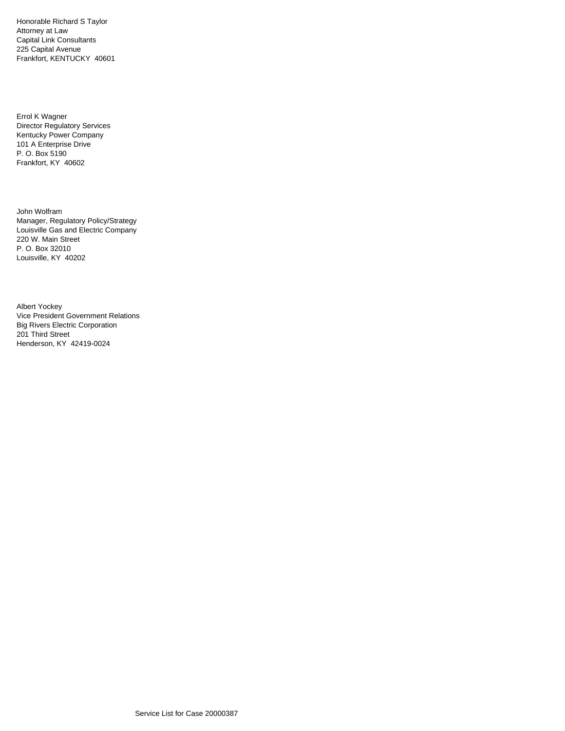Honorable Richard S Taylor
Attorney at Law
Capital Link Consultants
225 Capital Avenue
Frankfort, KENTUCKY 40601

Errol K Wagner
Director Regulatory Services
Kentucky Power Company
101 A Enterprise Drive
P. O. Box 5190
Frankfort, KY 40602

John Wolfram
Manager, Regulatory Policy/Strategy
Louisville Gas and Electric Company
220 W. Main Street
P. O. Box 32010
Louisville, KY 40202

Albert Yockey
Vice President Government Relations
Big Rivers Electric Corporation
201 Third Street
Henderson, KY 42419-0024